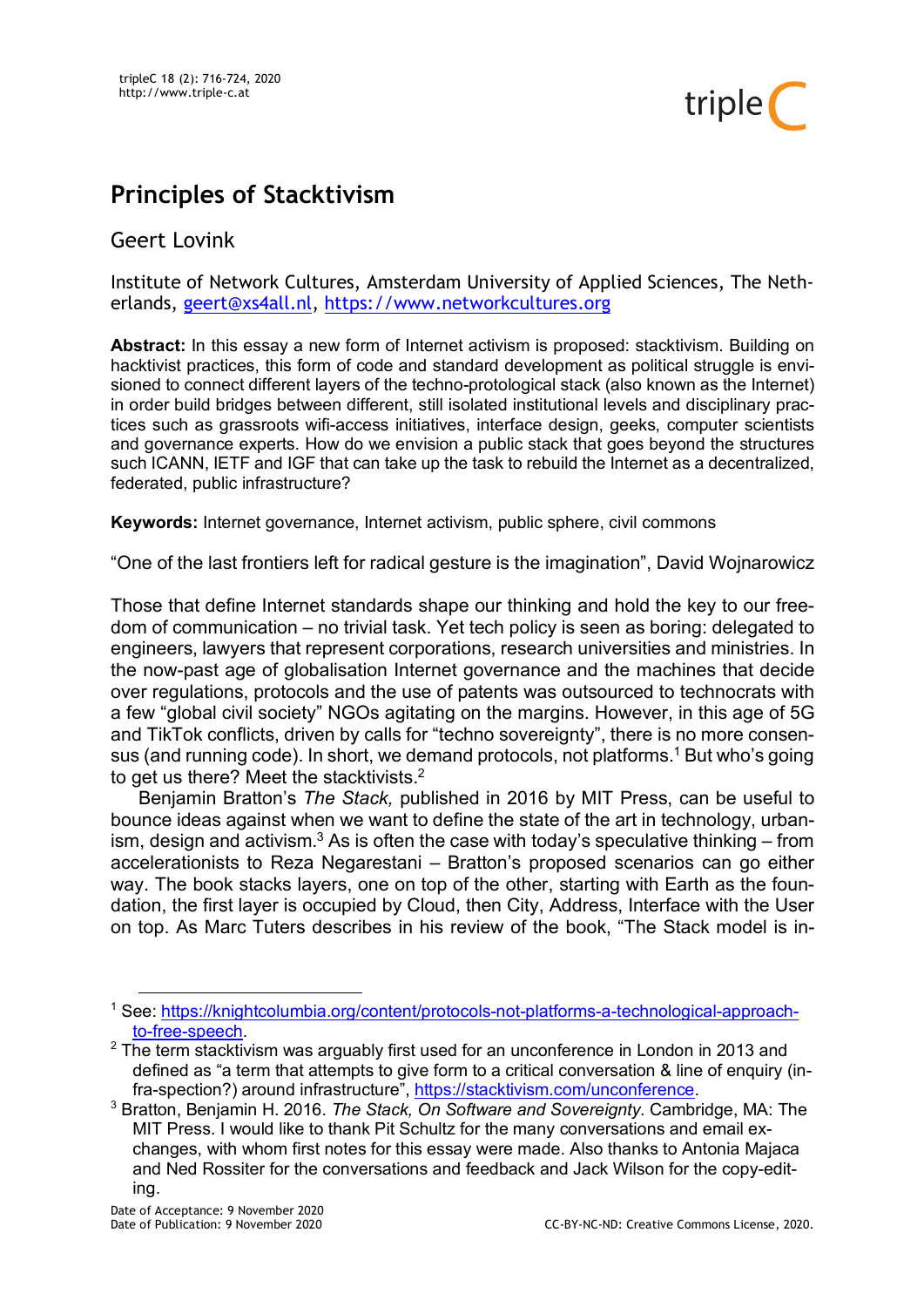# Principles of Stacktivism

Geert Lovink

Institute of Network Cultures, Amsterdam University of Applied Sciences, The Netherlands, geert@xs4all.nl, https://www.networkcultures.org

**Abstract:** In this essay a new form of Internet activism is proposed: stacktivism. Building on hacktivist practices, this form of code and standard development as political struggle is envisioned to connect different layers of the techno-protological stack (also known as the Internet) in order build bridges between different, still isolated institutional levels and disciplinary practices such as grassroots wifi-access initiatives, interface design, geeks, computer scientists and governance experts. How do we envision a public stack that goes beyond the structures such ICANN, IETF and IGF that can take up the task to rebuild the Internet as a decentralized, federated, public infrastructure?

**Keywords:** Internet governance, Internet activism, public sphere, civil commons

"One of the last frontiers left for radical gesture is the imagination", David Wojnarowicz

Those that define Internet standards shape our thinking and hold the key to our freedom of communication – no trivial task. Yet tech policy is seen as boring: delegated to engineers, lawyers that represent corporations, research universities and ministries. In the now-past age of globalisation Internet governance and the machines that decide over regulations, protocols and the use of patents was outsourced to technocrats with a few "global civil society" NGOs agitating on the margins. However, in this age of 5G and TikTok conflicts, driven by calls for "techno sovereignty", there is no more consensus (and running code). In short, we demand protocols, not platforms.[1] But who's going to get us there? Meet the stacktivists.[2]

Benjamin Bratton's *The Stack,* published in 2016 by MIT Press, can be useful to bounce ideas against when we want to define the state of the art in technology, urbanism, design and activism.[3] As is often the case with today's speculative thinking – from accelerationists to Reza Negarestani – Bratton's proposed scenarios can go either way. The book stacks layers, one on top of the other, starting with Earth as the foundation, the first layer is occupied by Cloud, then City, Address, Interface with the User on top. As Marc Tuters describes in his review of the book, "The Stack model is in-

[1] See: https://knightcolumbia.org/content/protocols-not-platforms-a-technological-approach-to-free-speech.

[2] The term stacktivism was arguably first used for an unconference in London in 2013 and defined as "a term that attempts to give form to a critical conversation & line of enquiry (infra-spection?) around infrastructure", https://stacktivism.com/unconference.

[3] Bratton, Benjamin H. 2016. *The Stack, On Software and Sovereignty*. Cambridge, MA: The MIT Press. I would like to thank Pit Schultz for the many conversations and email exchanges, with whom first notes for this essay were made. Also thanks to Antonia Majaca and Ned Rossiter for the conversations and feedback and Jack Wilson for the copy-editing.

Date of Acceptance: 9 November 2020
Date of Publication: 9 November 2020

CC-BY-NC-ND: Creative Commons License, 2020.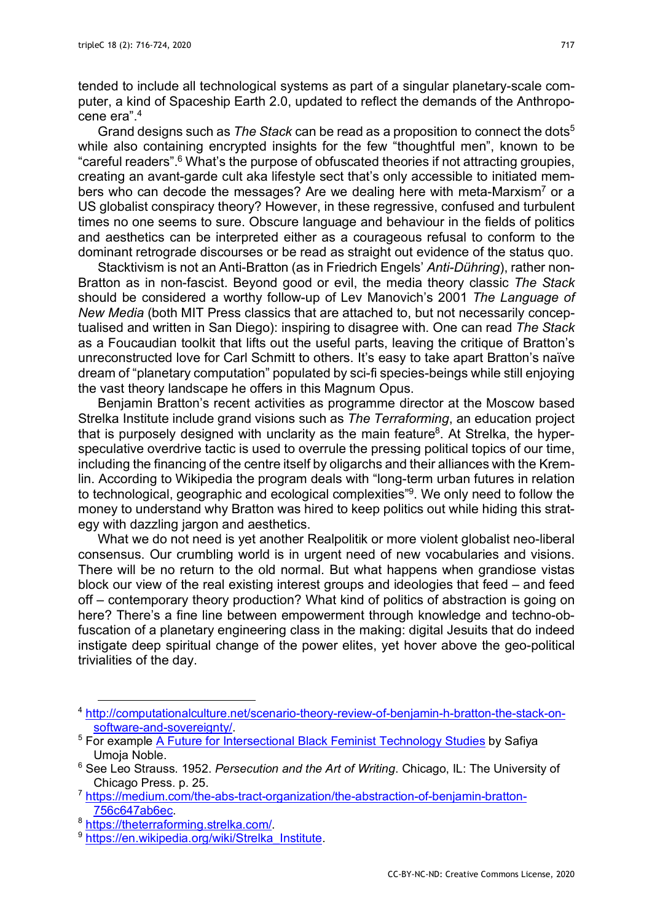tended to include all technological systems as part of a singular planetary-scale computer, a kind of Spaceship Earth 2.0, updated to reflect the demands of the Anthropocene era".[4]

Grand designs such as *The Stack* can be read as a proposition to connect the dots[5] while also containing encrypted insights for the few "thoughtful men", known to be "careful readers".[6] What's the purpose of obfuscated theories if not attracting groupies, creating an avant-garde cult aka lifestyle sect that's only accessible to initiated members who can decode the messages? Are we dealing here with meta-Marxism[7] or a US globalist conspiracy theory? However, in these regressive, confused and turbulent times no one seems to sure. Obscure language and behaviour in the fields of politics and aesthetics can be interpreted either as a courageous refusal to conform to the dominant retrograde discourses or be read as straight out evidence of the status quo.

Stacktivism is not an Anti-Bratton (as in Friedrich Engels' *Anti-Dühring*), rather non-Bratton as in non-fascist. Beyond good or evil, the media theory classic *The Stack* should be considered a worthy follow-up of Lev Manovich's 2001 *The Language of New Media* (both MIT Press classics that are attached to, but not necessarily conceptualised and written in San Diego): inspiring to disagree with. One can read *The Stack* as a Foucaudian toolkit that lifts out the useful parts, leaving the critique of Bratton's unreconstructed love for Carl Schmitt to others. It's easy to take apart Bratton's naïve dream of "planetary computation" populated by sci-fi species-beings while still enjoying the vast theory landscape he offers in this Magnum Opus.

Benjamin Bratton's recent activities as programme director at the Moscow based Strelka Institute include grand visions such as *The Terraforming*, an education project that is purposely designed with unclarity as the main feature[8]. At Strelka, the hyper-speculative overdrive tactic is used to overrule the pressing political topics of our time, including the financing of the centre itself by oligarchs and their alliances with the Kremlin. According to Wikipedia the program deals with "long-term urban futures in relation to technological, geographic and ecological complexities"[9]. We only need to follow the money to understand why Bratton was hired to keep politics out while hiding this strategy with dazzling jargon and aesthetics.

What we do not need is yet another Realpolitik or more violent globalist neo-liberal consensus. Our crumbling world is in urgent need of new vocabularies and visions. There will be no return to the old normal. But what happens when grandiose vistas block our view of the real existing interest groups and ideologies that feed – and feed off – contemporary theory production? What kind of politics of abstraction is going on here? There's a fine line between empowerment through knowledge and techno-obfuscation of a planetary engineering class in the making: digital Jesuits that do indeed instigate deep spiritual change of the power elites, yet hover above the geo-political trivialities of the day.

---

[4] http://computationalculture.net/scenario-theory-review-of-benjamin-h-bratton-the-stack-on-software-and-sovereignty/.

[5] For example A Future for Intersectional Black Feminist Technology Studies by Safiya Umoja Noble.

[6] See Leo Strauss. 1952. *Persecution and the Art of Writing*. Chicago, IL: The University of Chicago Press. p. 25.

[7] https://medium.com/the-abs-tract-organization/the-abstraction-of-benjamin-bratton-756c647ab6ec.

[8] https://theterraforming.strelka.com/.

[9] https://en.wikipedia.org/wiki/Strelka_Institute.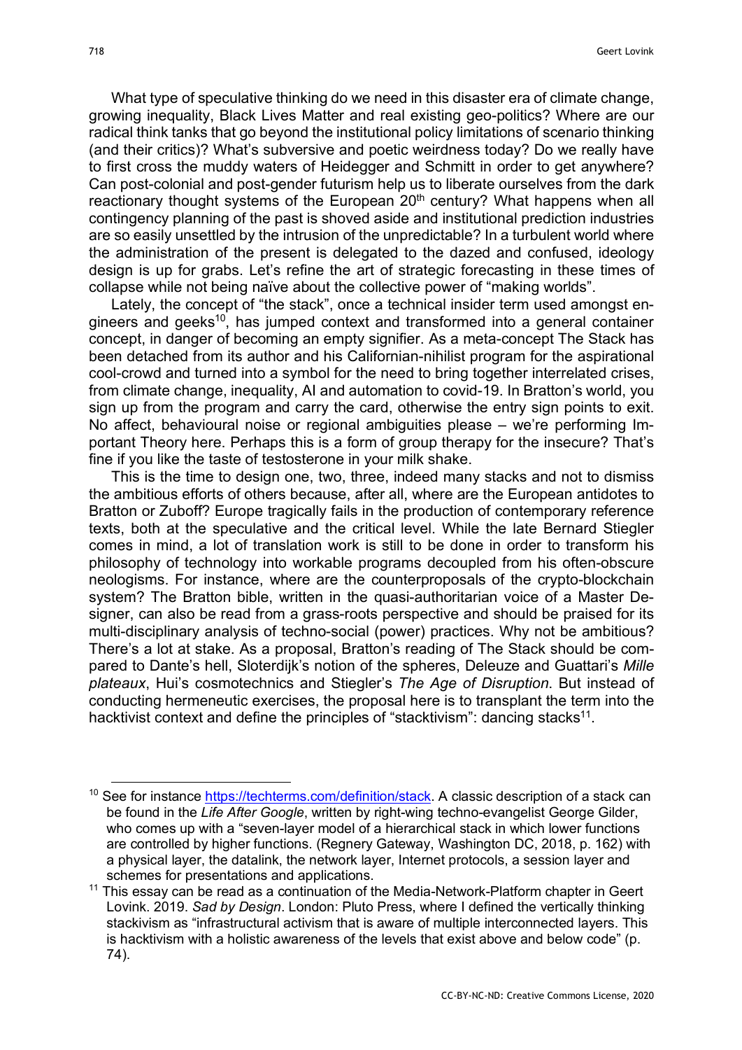What type of speculative thinking do we need in this disaster era of climate change, growing inequality, Black Lives Matter and real existing geo-politics? Where are our radical think tanks that go beyond the institutional policy limitations of scenario thinking (and their critics)? What's subversive and poetic weirdness today? Do we really have to first cross the muddy waters of Heidegger and Schmitt in order to get anywhere? Can post-colonial and post-gender futurism help us to liberate ourselves from the dark reactionary thought systems of the European 20th century? What happens when all contingency planning of the past is shoved aside and institutional prediction industries are so easily unsettled by the intrusion of the unpredictable? In a turbulent world where the administration of the present is delegated to the dazed and confused, ideology design is up for grabs. Let's refine the art of strategic forecasting in these times of collapse while not being naïve about the collective power of "making worlds".

Lately, the concept of "the stack", once a technical insider term used amongst engineers and geeks[10], has jumped context and transformed into a general container concept, in danger of becoming an empty signifier. As a meta-concept The Stack has been detached from its author and his Californian-nihilist program for the aspirational cool-crowd and turned into a symbol for the need to bring together interrelated crises, from climate change, inequality, AI and automation to covid-19. In Bratton's world, you sign up from the program and carry the card, otherwise the entry sign points to exit. No affect, behavioural noise or regional ambiguities please – we're performing Important Theory here. Perhaps this is a form of group therapy for the insecure? That's fine if you like the taste of testosterone in your milk shake.

This is the time to design one, two, three, indeed many stacks and not to dismiss the ambitious efforts of others because, after all, where are the European antidotes to Bratton or Zuboff? Europe tragically fails in the production of contemporary reference texts, both at the speculative and the critical level. While the late Bernard Stiegler comes in mind, a lot of translation work is still to be done in order to transform his philosophy of technology into workable programs decoupled from his often-obscure neologisms. For instance, where are the counterproposals of the crypto-blockchain system? The Bratton bible, written in the quasi-authoritarian voice of a Master Designer, can also be read from a grass-roots perspective and should be praised for its multi-disciplinary analysis of techno-social (power) practices. Why not be ambitious? There's a lot at stake. As a proposal, Bratton's reading of The Stack should be compared to Dante's hell, Sloterdijk's notion of the spheres, Deleuze and Guattari's *Mille plateaux*, Hui's cosmotechnics and Stiegler's *The Age of Disruption.* But instead of conducting hermeneutic exercises, the proposal here is to transplant the term into the hacktivist context and define the principles of "stacktivism": dancing stacks[11].

---

[10] See for instance https://techterms.com/definition/stack. A classic description of a stack can be found in the *Life After Google*, written by right-wing techno-evangelist George Gilder, who comes up with a "seven-layer model of a hierarchical stack in which lower functions are controlled by higher functions. (Regnery Gateway, Washington DC, 2018, p. 162) with a physical layer, the datalink, the network layer, Internet protocols, a session layer and schemes for presentations and applications.

[11] This essay can be read as a continuation of the Media-Network-Platform chapter in Geert Lovink. 2019. *Sad by Design*. London: Pluto Press, where I defined the vertically thinking stackivism as "infrastructural activism that is aware of multiple interconnected layers. This is hacktivism with a holistic awareness of the levels that exist above and below code" (p. 74).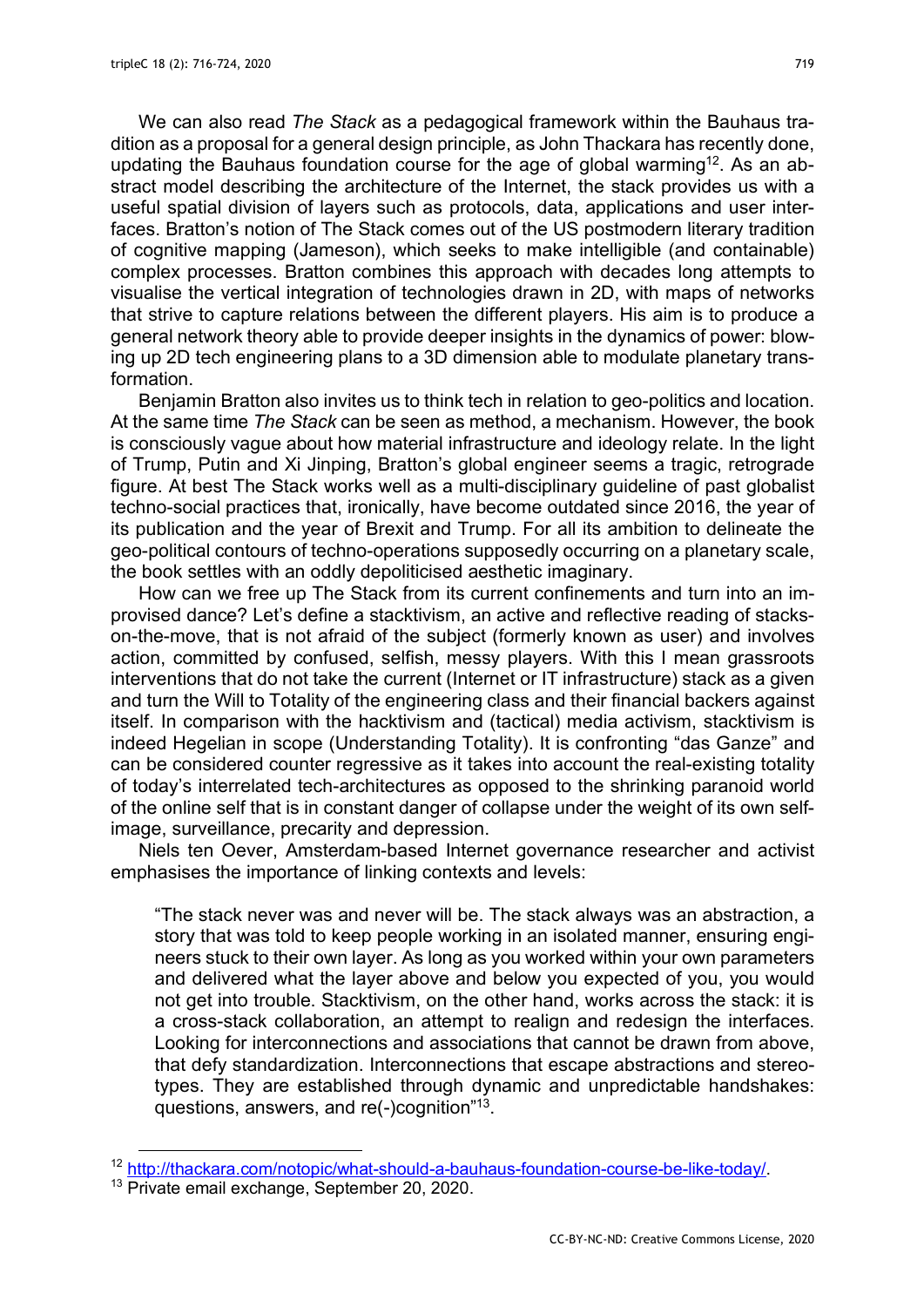We can also read *The Stack* as a pedagogical framework within the Bauhaus tradition as a proposal for a general design principle, as John Thackara has recently done, updating the Bauhaus foundation course for the age of global warming[12]. As an abstract model describing the architecture of the Internet, the stack provides us with a useful spatial division of layers such as protocols, data, applications and user interfaces. Bratton's notion of The Stack comes out of the US postmodern literary tradition of cognitive mapping (Jameson), which seeks to make intelligible (and containable) complex processes. Bratton combines this approach with decades long attempts to visualise the vertical integration of technologies drawn in 2D, with maps of networks that strive to capture relations between the different players. His aim is to produce a general network theory able to provide deeper insights in the dynamics of power: blowing up 2D tech engineering plans to a 3D dimension able to modulate planetary transformation.

Benjamin Bratton also invites us to think tech in relation to geo-politics and location. At the same time *The Stack* can be seen as method, a mechanism. However, the book is consciously vague about how material infrastructure and ideology relate. In the light of Trump, Putin and Xi Jinping, Bratton's global engineer seems a tragic, retrograde figure. At best The Stack works well as a multi-disciplinary guideline of past globalist techno-social practices that, ironically, have become outdated since 2016, the year of its publication and the year of Brexit and Trump. For all its ambition to delineate the geo-political contours of techno-operations supposedly occurring on a planetary scale, the book settles with an oddly depoliticised aesthetic imaginary.

How can we free up The Stack from its current confinements and turn into an improvised dance? Let's define a stacktivism, an active and reflective reading of stacks-on-the-move, that is not afraid of the subject (formerly known as user) and involves action, committed by confused, selfish, messy players. With this I mean grassroots interventions that do not take the current (Internet or IT infrastructure) stack as a given and turn the Will to Totality of the engineering class and their financial backers against itself. In comparison with the hacktivism and (tactical) media activism, stacktivism is indeed Hegelian in scope (Understanding Totality). It is confronting "das Ganze" and can be considered counter regressive as it takes into account the real-existing totality of today's interrelated tech-architectures as opposed to the shrinking paranoid world of the online self that is in constant danger of collapse under the weight of its own self-image, surveillance, precarity and depression.

Niels ten Oever, Amsterdam-based Internet governance researcher and activist emphasises the importance of linking contexts and levels:

> "The stack never was and never will be. The stack always was an abstraction, a story that was told to keep people working in an isolated manner, ensuring engineers stuck to their own layer. As long as you worked within your own parameters and delivered what the layer above and below you expected of you, you would not get into trouble. Stacktivism, on the other hand, works across the stack: it is a cross-stack collaboration, an attempt to realign and redesign the interfaces. Looking for interconnections and associations that cannot be drawn from above, that defy standardization. Interconnections that escape abstractions and stereotypes. They are established through dynamic and unpredictable handshakes: questions, answers, and re(-)cognition"[13].

---

[12] http://thackara.com/notopic/what-should-a-bauhaus-foundation-course-be-like-today/.

[13] Private email exchange, September 20, 2020.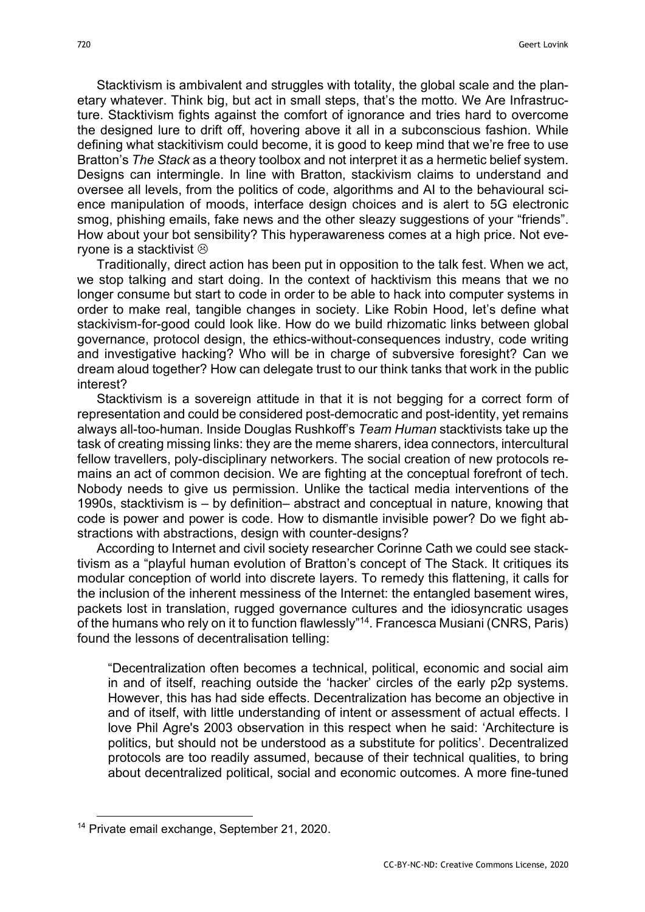Stacktivism is ambivalent and struggles with totality, the global scale and the planetary whatever. Think big, but act in small steps, that's the motto. We Are Infrastructure. Stacktivism fights against the comfort of ignorance and tries hard to overcome the designed lure to drift off, hovering above it all in a subconscious fashion. While defining what stackitivism could become, it is good to keep mind that we're free to use Bratton's *The Stack* as a theory toolbox and not interpret it as a hermetic belief system. Designs can intermingle. In line with Bratton, stackivism claims to understand and oversee all levels, from the politics of code, algorithms and AI to the behavioural science manipulation of moods, interface design choices and is alert to 5G electronic smog, phishing emails, fake news and the other sleazy suggestions of your "friends". How about your bot sensibility? This hyperawareness comes at a high price. Not everyone is a stacktivist ☹

Traditionally, direct action has been put in opposition to the talk fest. When we act, we stop talking and start doing. In the context of hacktivism this means that we no longer consume but start to code in order to be able to hack into computer systems in order to make real, tangible changes in society. Like Robin Hood, let's define what stackivism-for-good could look like. How do we build rhizomatic links between global governance, protocol design, the ethics-without-consequences industry, code writing and investigative hacking? Who will be in charge of subversive foresight? Can we dream aloud together? How can delegate trust to our think tanks that work in the public interest?

Stacktivism is a sovereign attitude in that it is not begging for a correct form of representation and could be considered post-democratic and post-identity, yet remains always all-too-human. Inside Douglas Rushkoff's *Team Human* stacktivists take up the task of creating missing links: they are the meme sharers, idea connectors, intercultural fellow travellers, poly-disciplinary networkers. The social creation of new protocols remains an act of common decision. We are fighting at the conceptual forefront of tech. Nobody needs to give us permission. Unlike the tactical media interventions of the 1990s, stacktivism is – by definition– abstract and conceptual in nature, knowing that code is power and power is code. How to dismantle invisible power? Do we fight abstractions with abstractions, design with counter-designs?

According to Internet and civil society researcher Corinne Cath we could see stacktivism as a "playful human evolution of Bratton's concept of The Stack. It critiques its modular conception of world into discrete layers. To remedy this flattening, it calls for the inclusion of the inherent messiness of the Internet: the entangled basement wires, packets lost in translation, rugged governance cultures and the idiosyncratic usages of the humans who rely on it to function flawlessly"[14]. Francesca Musiani (CNRS, Paris) found the lessons of decentralisation telling:

> "Decentralization often becomes a technical, political, economic and social aim in and of itself, reaching outside the 'hacker' circles of the early p2p systems. However, this has had side effects. Decentralization has become an objective in and of itself, with little understanding of intent or assessment of actual effects. I love Phil Agre's 2003 observation in this respect when he said: 'Architecture is politics, but should not be understood as a substitute for politics'. Decentralized protocols are too readily assumed, because of their technical qualities, to bring about decentralized political, social and economic outcomes. A more fine-tuned

[14] Private email exchange, September 21, 2020.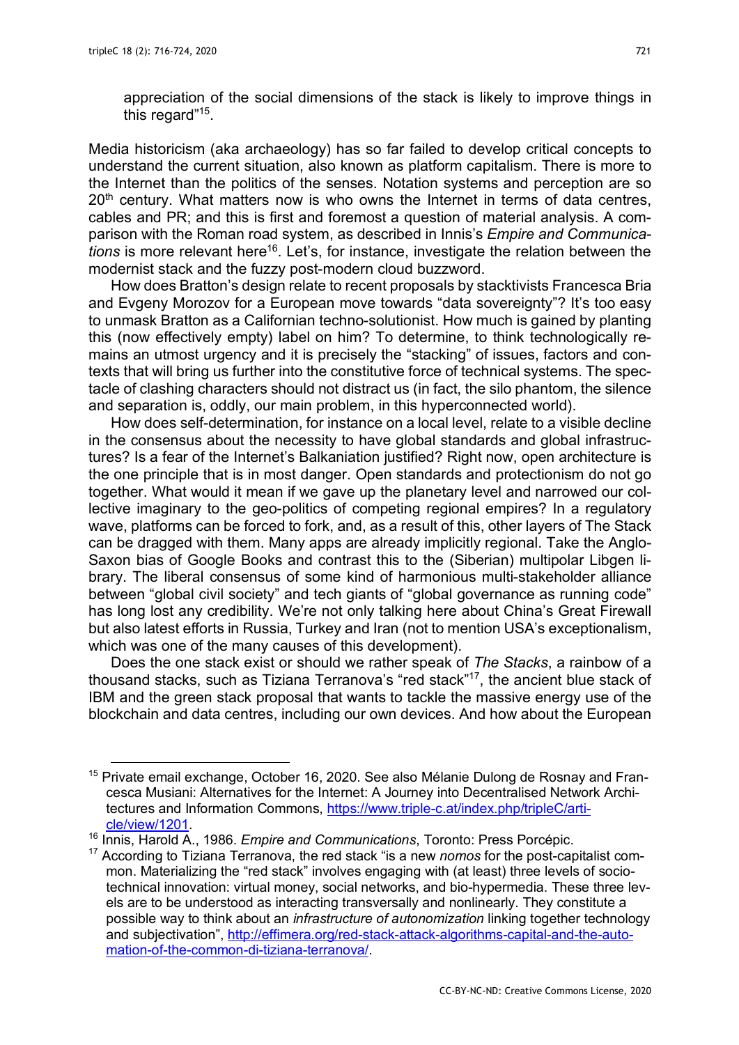appreciation of the social dimensions of the stack is likely to improve things in this regard"[15].

Media historicism (aka archaeology) has so far failed to develop critical concepts to understand the current situation, also known as platform capitalism. There is more to the Internet than the politics of the senses. Notation systems and perception are so 20th century. What matters now is who owns the Internet in terms of data centres, cables and PR; and this is first and foremost a question of material analysis. A comparison with the Roman road system, as described in Innis's *Empire and Communications* is more relevant here[16]. Let's, for instance, investigate the relation between the modernist stack and the fuzzy post-modern cloud buzzword.

How does Bratton's design relate to recent proposals by stacktivists Francesca Bria and Evgeny Morozov for a European move towards "data sovereignty"? It's too easy to unmask Bratton as a Californian techno-solutionist. How much is gained by planting this (now effectively empty) label on him? To determine, to think technologically remains an utmost urgency and it is precisely the "stacking" of issues, factors and contexts that will bring us further into the constitutive force of technical systems. The spectacle of clashing characters should not distract us (in fact, the silo phantom, the silence and separation is, oddly, our main problem, in this hyperconnected world).

How does self-determination, for instance on a local level, relate to a visible decline in the consensus about the necessity to have global standards and global infrastructures? Is a fear of the Internet's Balkaniation justified? Right now, open architecture is the one principle that is in most danger. Open standards and protectionism do not go together. What would it mean if we gave up the planetary level and narrowed our collective imaginary to the geo-politics of competing regional empires? In a regulatory wave, platforms can be forced to fork, and, as a result of this, other layers of The Stack can be dragged with them. Many apps are already implicitly regional. Take the Anglo-Saxon bias of Google Books and contrast this to the (Siberian) multipolar Libgen library. The liberal consensus of some kind of harmonious multi-stakeholder alliance between "global civil society" and tech giants of "global governance as running code" has long lost any credibility. We're not only talking here about China's Great Firewall but also latest efforts in Russia, Turkey and Iran (not to mention USA's exceptionalism, which was one of the many causes of this development).

Does the one stack exist or should we rather speak of *The Stacks*, a rainbow of a thousand stacks, such as Tiziana Terranova's "red stack"[17], the ancient blue stack of IBM and the green stack proposal that wants to tackle the massive energy use of the blockchain and data centres, including our own devices. And how about the European

---

[15] Private email exchange, October 16, 2020. See also Mélanie Dulong de Rosnay and Francesca Musiani: Alternatives for the Internet: A Journey into Decentralised Network Architectures and Information Commons, https://www.triple-c.at/index.php/tripleC/article/view/1201.

[16] Innis, Harold A., 1986. *Empire and Communications*, Toronto: Press Porcépic.

[17] According to Tiziana Terranova, the red stack "is a new *nomos* for the post-capitalist common. Materializing the "red stack" involves engaging with (at least) three levels of socio-technical innovation: virtual money, social networks, and bio-hypermedia. These three levels are to be understood as interacting transversally and nonlinearly. They constitute a possible way to think about an *infrastructure of autonomization* linking together technology and subjectivation", http://effimera.org/red-stack-attack-algorithms-capital-and-the-automation-of-the-common-di-tiziana-terranova/.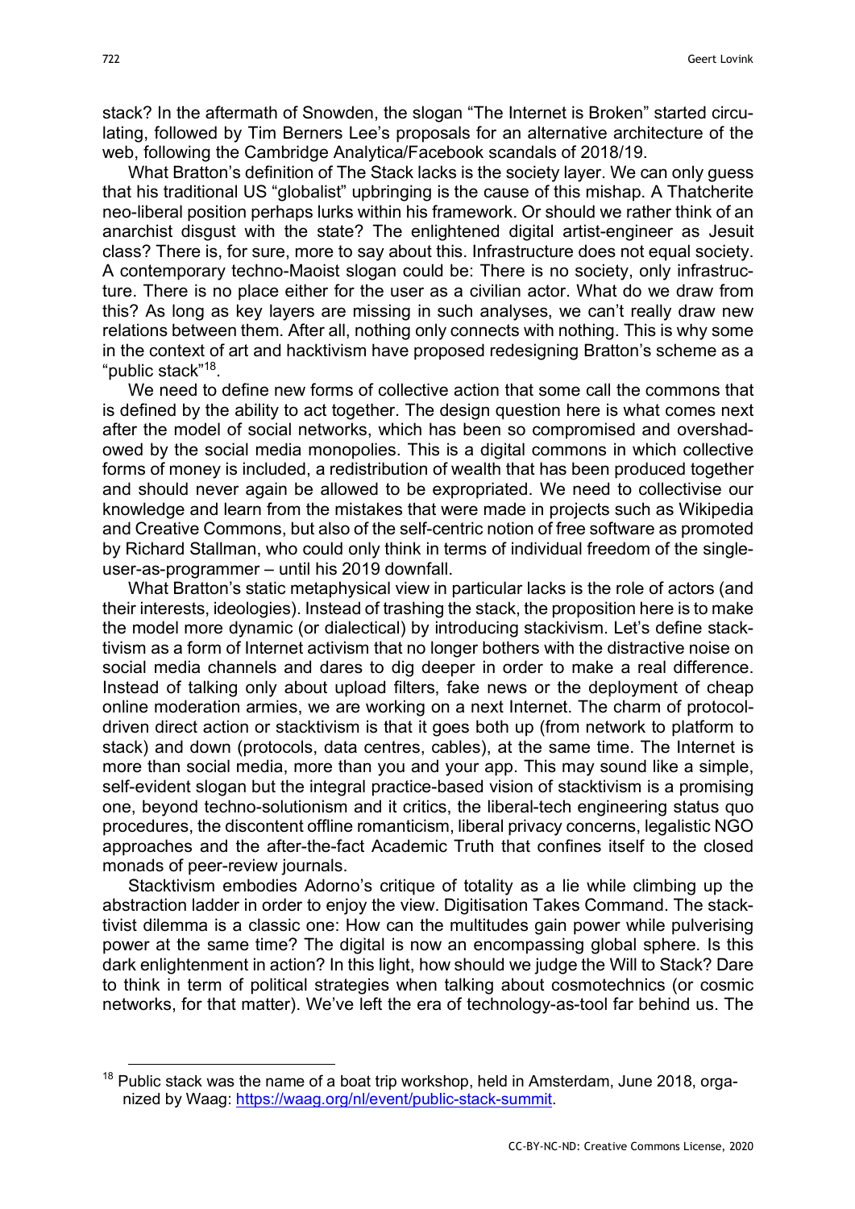stack? In the aftermath of Snowden, the slogan "The Internet is Broken" started circulating, followed by Tim Berners Lee's proposals for an alternative architecture of the web, following the Cambridge Analytica/Facebook scandals of 2018/19.

What Bratton's definition of The Stack lacks is the society layer. We can only guess that his traditional US "globalist" upbringing is the cause of this mishap. A Thatcherite neo-liberal position perhaps lurks within his framework. Or should we rather think of an anarchist disgust with the state? The enlightened digital artist-engineer as Jesuit class? There is, for sure, more to say about this. Infrastructure does not equal society. A contemporary techno-Maoist slogan could be: There is no society, only infrastructure. There is no place either for the user as a civilian actor. What do we draw from this? As long as key layers are missing in such analyses, we can't really draw new relations between them. After all, nothing only connects with nothing. This is why some in the context of art and hacktivism have proposed redesigning Bratton's scheme as a "public stack"[18].

We need to define new forms of collective action that some call the commons that is defined by the ability to act together. The design question here is what comes next after the model of social networks, which has been so compromised and overshadowed by the social media monopolies. This is a digital commons in which collective forms of money is included, a redistribution of wealth that has been produced together and should never again be allowed to be expropriated. We need to collectivise our knowledge and learn from the mistakes that were made in projects such as Wikipedia and Creative Commons, but also of the self-centric notion of free software as promoted by Richard Stallman, who could only think in terms of individual freedom of the single-user-as-programmer – until his 2019 downfall.

What Bratton's static metaphysical view in particular lacks is the role of actors (and their interests, ideologies). Instead of trashing the stack, the proposition here is to make the model more dynamic (or dialectical) by introducing stackivism. Let's define stacktivism as a form of Internet activism that no longer bothers with the distractive noise on social media channels and dares to dig deeper in order to make a real difference. Instead of talking only about upload filters, fake news or the deployment of cheap online moderation armies, we are working on a next Internet. The charm of protocol-driven direct action or stacktivism is that it goes both up (from network to platform to stack) and down (protocols, data centres, cables), at the same time. The Internet is more than social media, more than you and your app. This may sound like a simple, self-evident slogan but the integral practice-based vision of stacktivism is a promising one, beyond techno-solutionism and it critics, the liberal-tech engineering status quo procedures, the discontent offline romanticism, liberal privacy concerns, legalistic NGO approaches and the after-the-fact Academic Truth that confines itself to the closed monads of peer-review journals.

Stacktivism embodies Adorno's critique of totality as a lie while climbing up the abstraction ladder in order to enjoy the view. Digitisation Takes Command. The stacktivist dilemma is a classic one: How can the multitudes gain power while pulverising power at the same time? The digital is now an encompassing global sphere. Is this dark enlightenment in action? In this light, how should we judge the Will to Stack? Dare to think in term of political strategies when talking about cosmotechnics (or cosmic networks, for that matter). We've left the era of technology-as-tool far behind us. The

[18] Public stack was the name of a boat trip workshop, held in Amsterdam, June 2018, organized by Waag: https://waag.org/nl/event/public-stack-summit.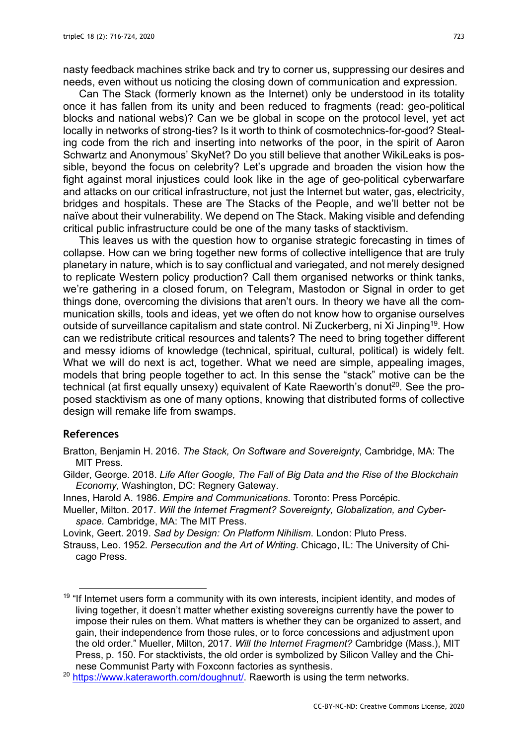nasty feedback machines strike back and try to corner us, suppressing our desires and needs, even without us noticing the closing down of communication and expression.

Can The Stack (formerly known as the Internet) only be understood in its totality once it has fallen from its unity and been reduced to fragments (read: geo-political blocks and national webs)? Can we be global in scope on the protocol level, yet act locally in networks of strong-ties? Is it worth to think of cosmotechnics-for-good? Stealing code from the rich and inserting into networks of the poor, in the spirit of Aaron Schwartz and Anonymous' SkyNet? Do you still believe that another WikiLeaks is possible, beyond the focus on celebrity? Let's upgrade and broaden the vision how the fight against moral injustices could look like in the age of geo-political cyberwarfare and attacks on our critical infrastructure, not just the Internet but water, gas, electricity, bridges and hospitals. These are The Stacks of the People, and we'll better not be naïve about their vulnerability. We depend on The Stack. Making visible and defending critical public infrastructure could be one of the many tasks of stacktivism.

This leaves us with the question how to organise strategic forecasting in times of collapse. How can we bring together new forms of collective intelligence that are truly planetary in nature, which is to say conflictual and variegated, and not merely designed to replicate Western policy production? Call them organised networks or think tanks, we're gathering in a closed forum, on Telegram, Mastodon or Signal in order to get things done, overcoming the divisions that aren't ours. In theory we have all the communication skills, tools and ideas, yet we often do not know how to organise ourselves outside of surveillance capitalism and state control. Ni Zuckerberg, ni Xi Jinping[19]. How can we redistribute critical resources and talents? The need to bring together different and messy idioms of knowledge (technical, spiritual, cultural, political) is widely felt. What we will do next is act, together. What we need are simple, appealing images, models that bring people together to act. In this sense the "stack" motive can be the technical (at first equally unsexy) equivalent of Kate Raeworth's donut[20]. See the proposed stacktivism as one of many options, knowing that distributed forms of collective design will remake life from swamps.

## References

Bratton, Benjamin H. 2016. *The Stack, On Software and Sovereignty*, Cambridge, MA: The MIT Press.

Gilder, George. 2018. *Life After Google, The Fall of Big Data and the Rise of the Blockchain Economy*, Washington, DC: Regnery Gateway.

Innes, Harold A. 1986. *Empire and Communications*. Toronto: Press Porcépic.

Mueller, Milton. 2017. *Will the Internet Fragment? Sovereignty, Globalization, and Cyberspace*. Cambridge, MA: The MIT Press.

Lovink, Geert. 2019. *Sad by Design: On Platform Nihilism*. London: Pluto Press.

Strauss, Leo. 1952. *Persecution and the Art of Writing*. Chicago, IL: The University of Chicago Press.

---

[19] "If Internet users form a community with its own interests, incipient identity, and modes of living together, it doesn't matter whether existing sovereigns currently have the power to impose their rules on them. What matters is whether they can be organized to assert, and gain, their independence from those rules, or to force concessions and adjustment upon the old order." Mueller, Milton, 2017. *Will the Internet Fragment?* Cambridge (Mass.), MIT Press, p. 150. For stacktivists, the old order is symbolized by Silicon Valley and the Chinese Communist Party with Foxconn factories as synthesis.

[20] https://www.kateraworth.com/doughnut/. Raeworth is using the term networks.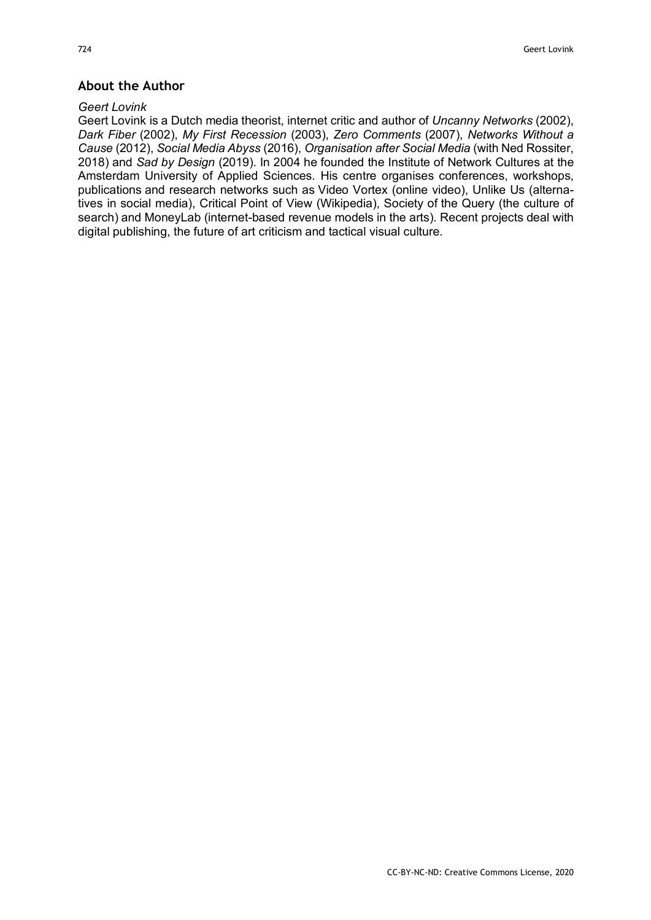## About the Author

*Geert Lovink*

Geert Lovink is a Dutch media theorist, internet critic and author of *Uncanny Networks* (2002), *Dark Fiber* (2002), *My First Recession* (2003), *Zero Comments* (2007), *Networks Without a Cause* (2012), *Social Media Abyss* (2016), *Organisation after Social Media* (with Ned Rossiter, 2018) and *Sad by Design* (2019). In 2004 he founded the Institute of Network Cultures at the Amsterdam University of Applied Sciences. His centre organises conferences, workshops, publications and research networks such as Video Vortex (online video), Unlike Us (alternatives in social media), Critical Point of View (Wikipedia), Society of the Query (the culture of search) and MoneyLab (internet-based revenue models in the arts). Recent projects deal with digital publishing, the future of art criticism and tactical visual culture.

CC-BY-NC-ND: Creative Commons License, 2020